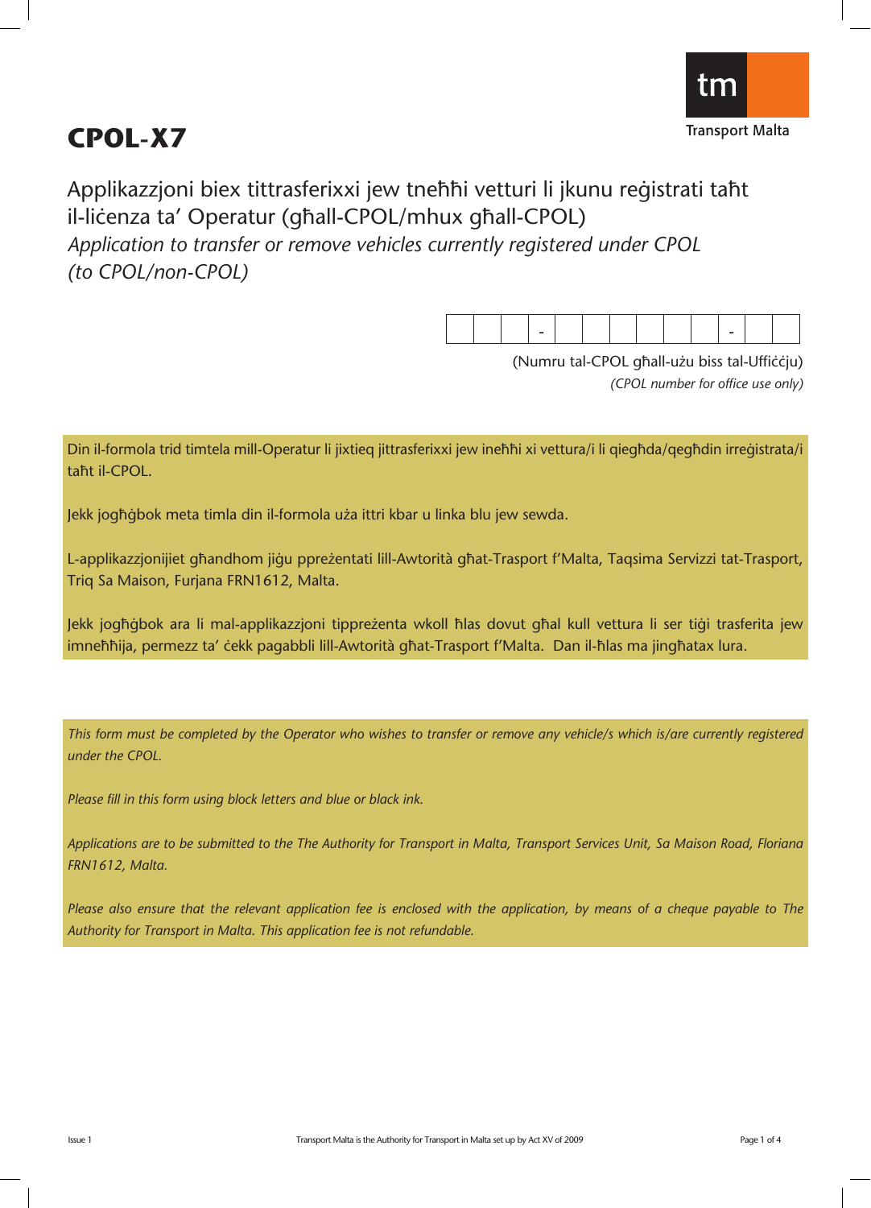# CPOL-X7

Transport Malta

## Applikazzjoni biex tittrasferixxi jew tneħħi vetturi li jkunu reġistrati taħt il-liċenza ta' Operatur (għall-CPOL/mhux għall-CPOL)

## *Application to transfer or remove vehicles currently registered under CPOL (to CPOL/non-CPOL)*

| | | | - | | | | | | | - | | |
|---|---|---|---|---|---|---|---|---|---|---|---|---|

(Numru tal-CPOL għall-użu biss tal-Uffiċċju)
*(CPOL number for office use only)*

Din il-formola trid timtela mill-Operatur li jixtieq jittrasferixxi jew ineħħi xi vettura/i li qiegħda/qegħdin irreġistrata/i taħt il-CPOL.

Jekk jogħġbok meta timla din il-formola uża ittri kbar u linka blu jew sewda.

L-applikazzjonijiet għandhom jiġu ppreżentati lill-Awtorità għat-Trasport f'Malta, Taqsima Servizzi tat-Trasport, Triq Sa Maison, Furjana FRN1612, Malta.

Jekk jogħġbok ara li mal-applikazzjoni tippreżenta wkoll ħlas dovut għal kull vettura li ser tiġi trasferita jew imneħħija, permezz ta' ċekk pagabbli lill-Awtorità għat-Trasport f'Malta. Dan il-ħlas ma jingħatax lura.

*This form must be completed by the Operator who wishes to transfer or remove any vehicle/s which is/are currently registered under the CPOL.*

*Please fill in this form using block letters and blue or black ink.*

*Applications are to be submitted to the The Authority for Transport in Malta, Transport Services Unit, Sa Maison Road, Floriana FRN1612, Malta.*

*Please also ensure that the relevant application fee is enclosed with the application, by means of a cheque payable to The Authority for Transport in Malta. This application fee is not refundable.*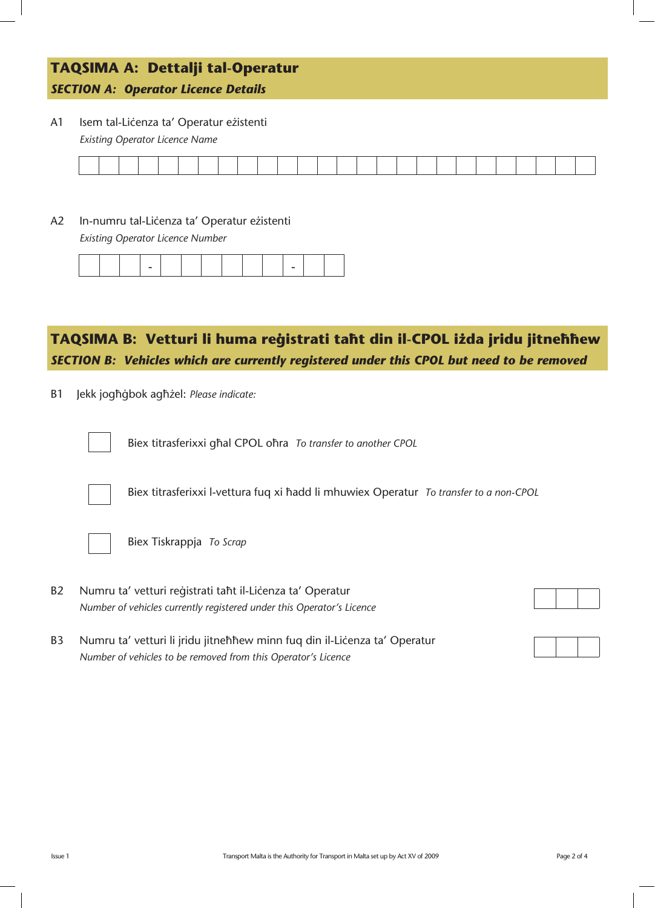## TAQSIMA A: Dettalji tal-Operatur
### *SECTION A: Operator Licence Details*

A1 Isem tal-Liċenza ta' Operatur eżistenti
*Existing Operator Licence Name*

| | | | | | | | | | | | | | | | | | | | | | | | | | |
|---|---|---|---|---|---|---|---|---|---|---|---|---|---|---|---|---|---|---|---|---|---|---|---|---|---|

A2 In-numru tal-Liċenza ta' Operatur eżistenti
*Existing Operator Licence Number*

| | | | - | | | | | | | - | | |
|---|---|---|---|---|---|---|---|---|---|---|---|---|

## TAQSIMA B: Vetturi li huma reġistrati taħt din il-CPOL iżda jridu jitneħħew
### *SECTION B: Vehicles which are currently registered under this CPOL but need to be removed*

B1 Jekk jogħġbok agħżel: *Please indicate:*

☐ Biex titrasferixxi għal CPOL oħra *To transfer to another CPOL*

☐ Biex titrasferixxi l-vettura fuq xi ħadd li mhuwiex Operatur *To transfer to a non-CPOL*

☐ Biex Tiskrappja *To Scrap*

B2 Numru ta' vetturi reġistrati taħt il-Liċenza ta' Operatur
*Number of vehicles currently registered under this Operator's Licence*

| | | |
|---|---|---|

B3 Numru ta' vetturi li jridu jitneħħew minn fuq din il-Liċenza ta' Operatur
*Number of vehicles to be removed from this Operator's Licence*

| | | |
|---|---|---|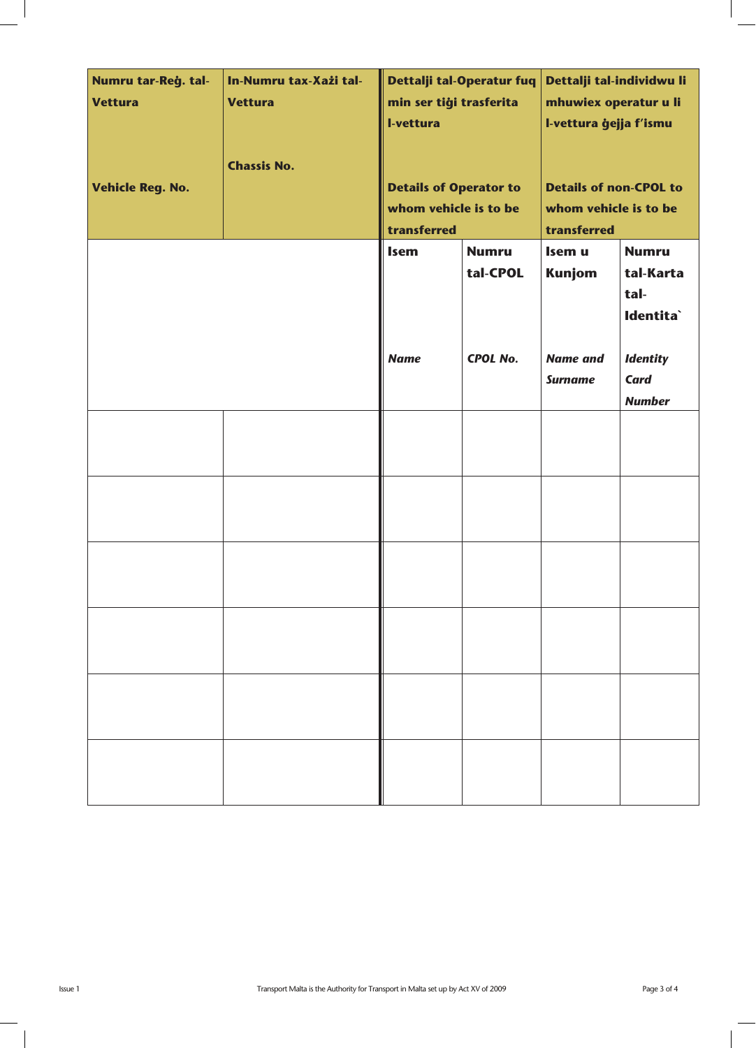| **Numru tar-Reġ. tal-Vettura**<br><br>**Vehicle Reg. No.** | **In-Numru tax-Xażi tal-Vettura**<br><br>**Chassis No.** | **Dettalji tal-Operatur fuq min ser tiġi trasferita l-vettura**<br><br>**Details of Operator to whom vehicle is to be transferred** | | **Dettalji tal-individwu li mhuwiex operatur u li l-vettura ġejja f'ismu**<br><br>**Details of non-CPOL to whom vehicle is to be transferred** | |
|---|---|---|---|---|---|
| | | **Isem**<br><br>***Name*** | **Numru tal-CPOL**<br><br>***CPOL No.*** | **Isem u Kunjom**<br><br>***Name and Surname*** | **Numru tal-Karta tal-Identita`**<br><br>***Identity Card Number*** |
| | | | | | |
| | | | | | |
| | | | | | |
| | | | | | |
| | | | | | |
| | | | | | |

Transport Malta is the Authority for Transport in Malta set up by Act XV of 2009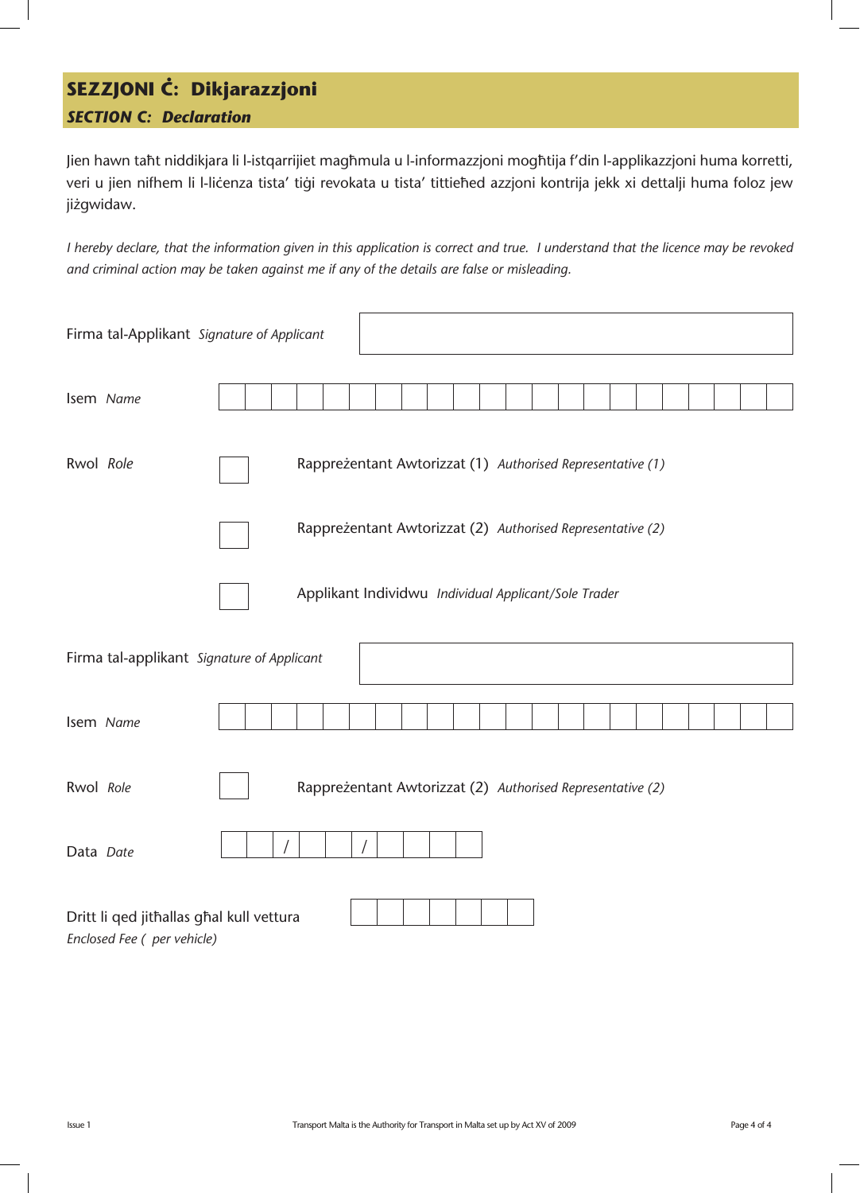## SEZZJONI Ċ: Dikjarazzjoni

### *SECTION C: Declaration*

Jien hawn taħt niddikjara li l-istqarrijiet magħmula u l-informazzjoni mogħtija f'din l-applikazzjoni huma korretti, veri u jien nifhem li l-liċenza tista' tiġi revokata u tista' tittieħed azzjoni kontrija jekk xi dettalji huma foloz jew jiżgwidaw.

*I hereby declare, that the information given in this application is correct and true. I understand that the licence may be revoked and criminal action may be taken against me if any of the details are false or misleading.*

Firma tal-Applikant *Signature of Applicant* ____________________

Isem *Name* ____________________

Rwol *Role*

- ☐ Rappreżentant Awtorizzat (1) *Authorised Representative (1)*
- ☐ Rappreżentant Awtorizzat (2) *Authorised Representative (2)*
- ☐ Applikant Individwu *Individual Applicant/Sole Trader*

Firma tal-applikant *Signature of Applicant* ____________________

Isem *Name* ____________________

Rwol *Role*

- ☐ Rappreżentant Awtorizzat (2) *Authorised Representative (2)*

Data *Date* __ __ / __ __ / __ __ __ __

Dritt li qed jitħallas għal kull vettura
*Enclosed Fee ( per vehicle)* ____________________

Issue 1

Transport Malta is the Authority for Transport in Malta set up by Act XV of 2009